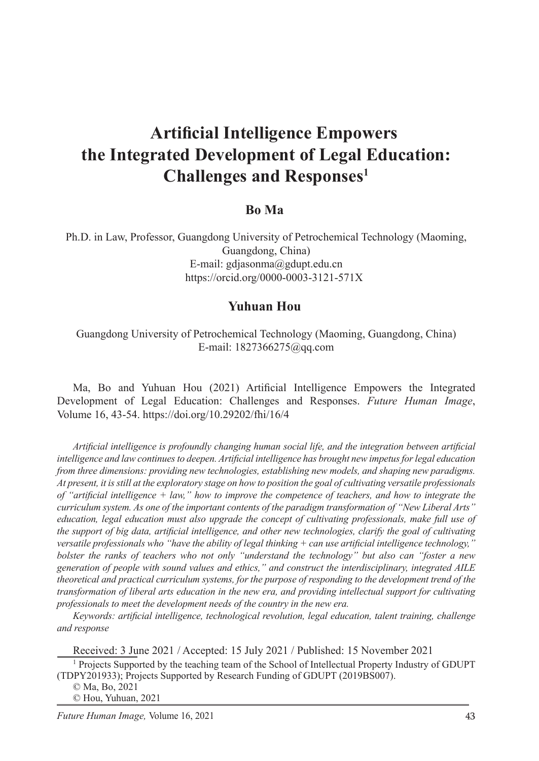# Artificial Intelligence Empowers the Integrated Development of Legal Education: Challenges and Responses[1]

**Bo Ma**

Ph.D. in Law, Professor, Guangdong University of Petrochemical Technology (Maoming, Guangdong, China)
E-mail: gdjasonma@gdupt.edu.cn
https://orcid.org/0000-0003-3121-571X

**Yuhuan Hou**

Guangdong University of Petrochemical Technology (Maoming, Guangdong, China)
E-mail: 1827366275@qq.com

Ma, Bo and Yuhuan Hou (2021) Artificial Intelligence Empowers the Integrated Development of Legal Education: Challenges and Responses. *Future Human Image*, Volume 16, 43-54. https://doi.org/10.29202/fhi/16/4

*Artificial intelligence is profoundly changing human social life, and the integration between artificial intelligence and law continues to deepen. Artificial intelligence has brought new impetus for legal education from three dimensions: providing new technologies, establishing new models, and shaping new paradigms. At present, it is still at the exploratory stage on how to position the goal of cultivating versatile professionals of "artificial intelligence + law," how to improve the competence of teachers, and how to integrate the curriculum system. As one of the important contents of the paradigm transformation of "New Liberal Arts" education, legal education must also upgrade the concept of cultivating professionals, make full use of the support of big data, artificial intelligence, and other new technologies, clarify the goal of cultivating versatile professionals who "have the ability of legal thinking + can use artificial intelligence technology," bolster the ranks of teachers who not only "understand the technology" but also can "foster a new generation of people with sound values and ethics," and construct the interdisciplinary, integrated AILE theoretical and practical curriculum systems, for the purpose of responding to the development trend of the transformation of liberal arts education in the new era, and providing intellectual support for cultivating professionals to meet the development needs of the country in the new era.*

*Keywords: artificial intelligence, technological revolution, legal education, talent training, challenge and response*

Received: 3 June 2021 / Accepted: 15 July 2021 / Published: 15 November 2021

[1] Projects Supported by the teaching team of the School of Intellectual Property Industry of GDUPT (TDPY201933); Projects Supported by Research Funding of GDUPT (2019BS007).

© Ma, Bo, 2021

© Hou, Yuhuan, 2021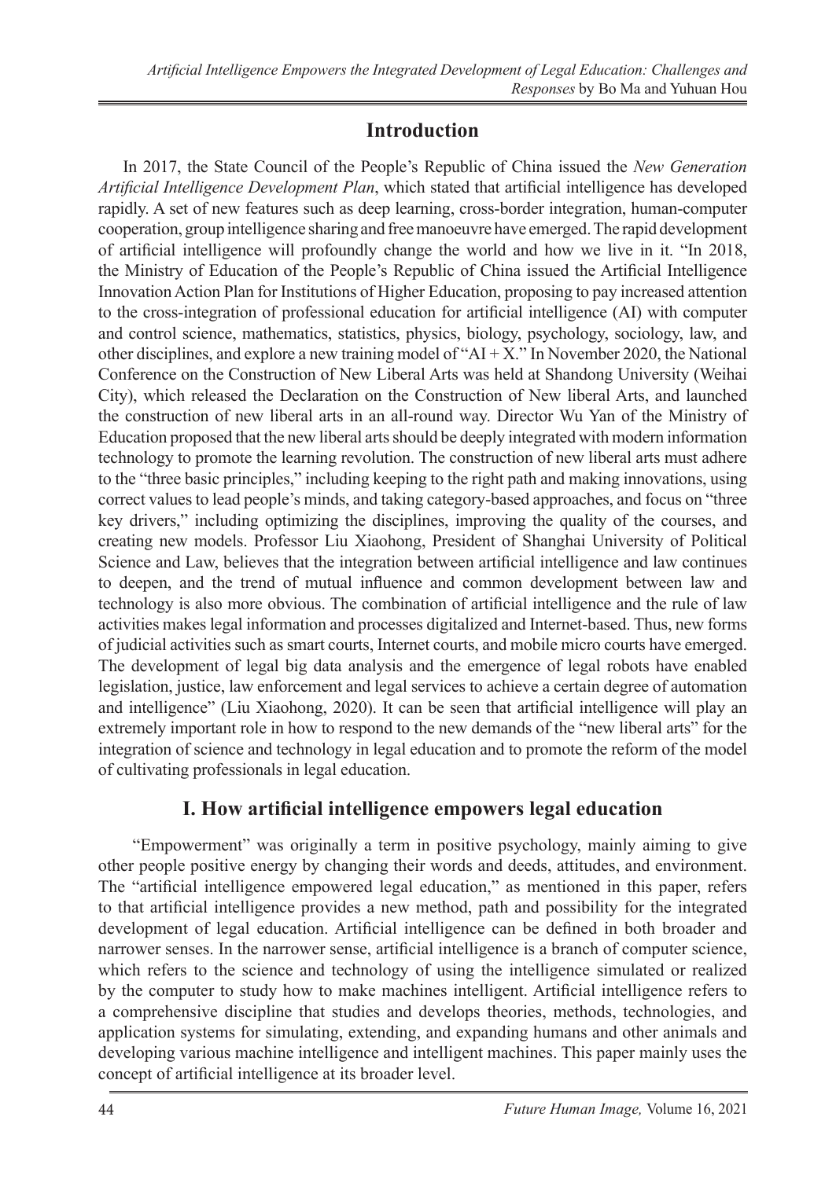## Introduction

In 2017, the State Council of the People's Republic of China issued the *New Generation Artificial Intelligence Development Plan*, which stated that artificial intelligence has developed rapidly. A set of new features such as deep learning, cross-border integration, human-computer cooperation, group intelligence sharing and free manoeuvre have emerged. The rapid development of artificial intelligence will profoundly change the world and how we live in it. "In 2018, the Ministry of Education of the People's Republic of China issued the Artificial Intelligence Innovation Action Plan for Institutions of Higher Education, proposing to pay increased attention to the cross-integration of professional education for artificial intelligence (AI) with computer and control science, mathematics, statistics, physics, biology, psychology, sociology, law, and other disciplines, and explore a new training model of "AI + X." In November 2020, the National Conference on the Construction of New Liberal Arts was held at Shandong University (Weihai City), which released the Declaration on the Construction of New liberal Arts, and launched the construction of new liberal arts in an all-round way. Director Wu Yan of the Ministry of Education proposed that the new liberal arts should be deeply integrated with modern information technology to promote the learning revolution. The construction of new liberal arts must adhere to the "three basic principles," including keeping to the right path and making innovations, using correct values to lead people's minds, and taking category-based approaches, and focus on "three key drivers," including optimizing the disciplines, improving the quality of the courses, and creating new models. Professor Liu Xiaohong, President of Shanghai University of Political Science and Law, believes that the integration between artificial intelligence and law continues to deepen, and the trend of mutual influence and common development between law and technology is also more obvious. The combination of artificial intelligence and the rule of law activities makes legal information and processes digitalized and Internet-based. Thus, new forms of judicial activities such as smart courts, Internet courts, and mobile micro courts have emerged. The development of legal big data analysis and the emergence of legal robots have enabled legislation, justice, law enforcement and legal services to achieve a certain degree of automation and intelligence" (Liu Xiaohong, 2020). It can be seen that artificial intelligence will play an extremely important role in how to respond to the new demands of the "new liberal arts" for the integration of science and technology in legal education and to promote the reform of the model of cultivating professionals in legal education.

## I. How artificial intelligence empowers legal education

"Empowerment" was originally a term in positive psychology, mainly aiming to give other people positive energy by changing their words and deeds, attitudes, and environment. The "artificial intelligence empowered legal education," as mentioned in this paper, refers to that artificial intelligence provides a new method, path and possibility for the integrated development of legal education. Artificial intelligence can be defined in both broader and narrower senses. In the narrower sense, artificial intelligence is a branch of computer science, which refers to the science and technology of using the intelligence simulated or realized by the computer to study how to make machines intelligent. Artificial intelligence refers to a comprehensive discipline that studies and develops theories, methods, technologies, and application systems for simulating, extending, and expanding humans and other animals and developing various machine intelligence and intelligent machines. This paper mainly uses the concept of artificial intelligence at its broader level.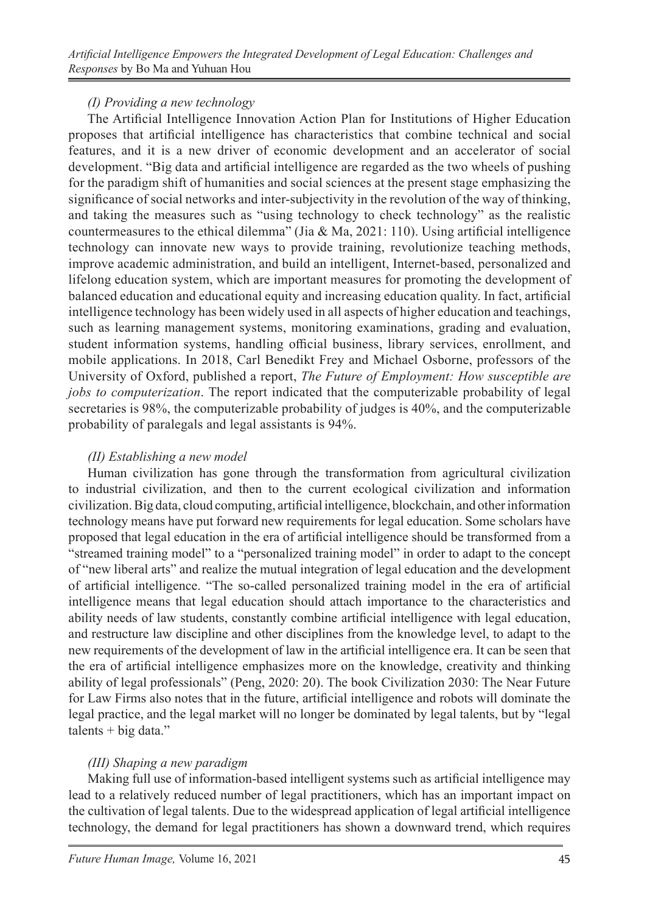### *(I) Providing a new technology*

The Artificial Intelligence Innovation Action Plan for Institutions of Higher Education proposes that artificial intelligence has characteristics that combine technical and social features, and it is a new driver of economic development and an accelerator of social development. "Big data and artificial intelligence are regarded as the two wheels of pushing for the paradigm shift of humanities and social sciences at the present stage emphasizing the significance of social networks and inter-subjectivity in the revolution of the way of thinking, and taking the measures such as "using technology to check technology" as the realistic countermeasures to the ethical dilemma" (Jia & Ma, 2021: 110). Using artificial intelligence technology can innovate new ways to provide training, revolutionize teaching methods, improve academic administration, and build an intelligent, Internet-based, personalized and lifelong education system, which are important measures for promoting the development of balanced education and educational equity and increasing education quality. In fact, artificial intelligence technology has been widely used in all aspects of higher education and teachings, such as learning management systems, monitoring examinations, grading and evaluation, student information systems, handling official business, library services, enrollment, and mobile applications. In 2018, Carl Benedikt Frey and Michael Osborne, professors of the University of Oxford, published a report, *The Future of Employment: How susceptible are jobs to computerization*. The report indicated that the computerizable probability of legal secretaries is 98%, the computerizable probability of judges is 40%, and the computerizable probability of paralegals and legal assistants is 94%.

### *(II) Establishing a new model*

Human civilization has gone through the transformation from agricultural civilization to industrial civilization, and then to the current ecological civilization and information civilization. Big data, cloud computing, artificial intelligence, blockchain, and other information technology means have put forward new requirements for legal education. Some scholars have proposed that legal education in the era of artificial intelligence should be transformed from a "streamed training model" to a "personalized training model" in order to adapt to the concept of "new liberal arts" and realize the mutual integration of legal education and the development of artificial intelligence. "The so-called personalized training model in the era of artificial intelligence means that legal education should attach importance to the characteristics and ability needs of law students, constantly combine artificial intelligence with legal education, and restructure law discipline and other disciplines from the knowledge level, to adapt to the new requirements of the development of law in the artificial intelligence era. It can be seen that the era of artificial intelligence emphasizes more on the knowledge, creativity and thinking ability of legal professionals" (Peng, 2020: 20). The book Civilization 2030: The Near Future for Law Firms also notes that in the future, artificial intelligence and robots will dominate the legal practice, and the legal market will no longer be dominated by legal talents, but by "legal talents + big data."

### *(III) Shaping a new paradigm*

Making full use of information-based intelligent systems such as artificial intelligence may lead to a relatively reduced number of legal practitioners, which has an important impact on the cultivation of legal talents. Due to the widespread application of legal artificial intelligence technology, the demand for legal practitioners has shown a downward trend, which requires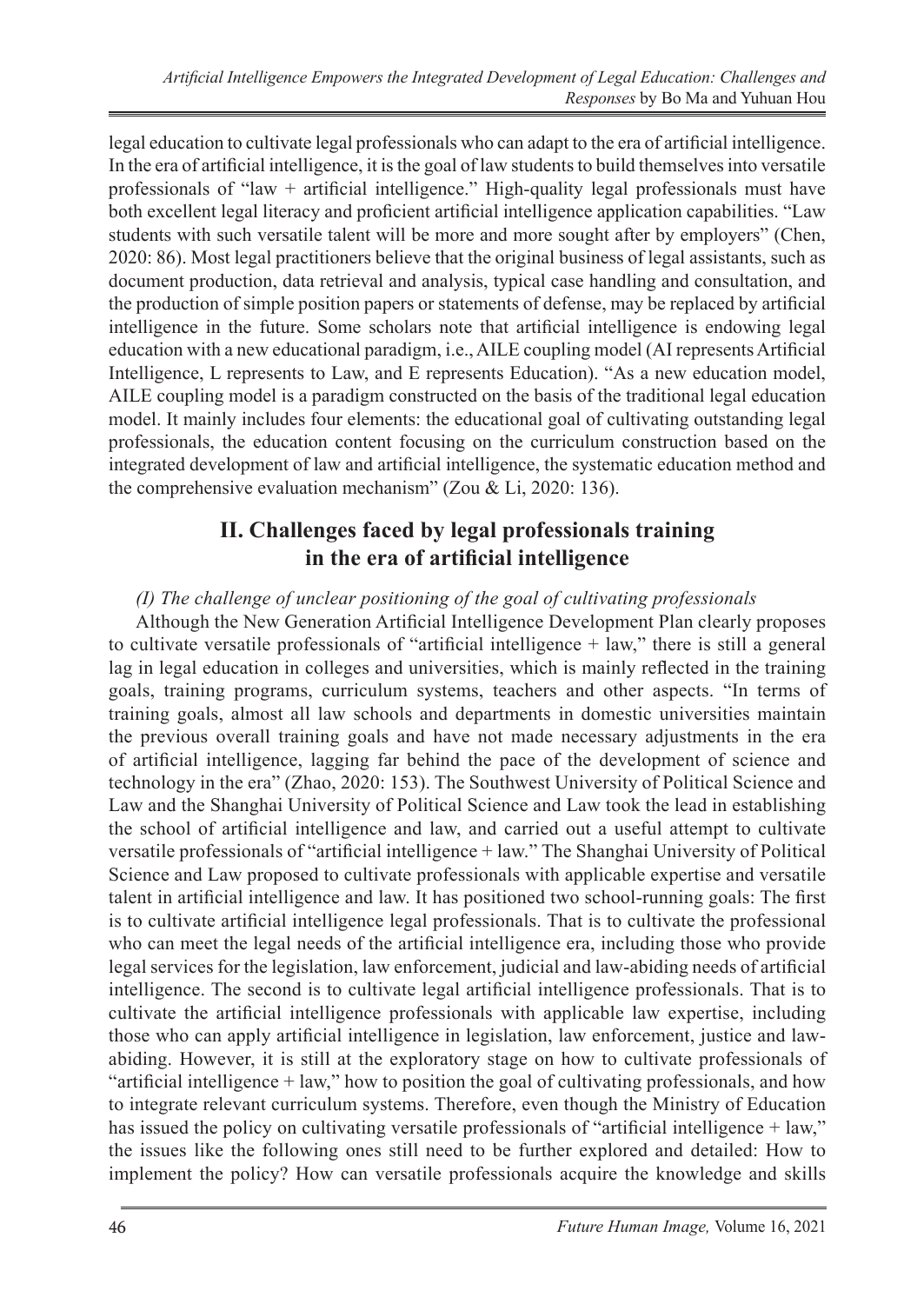legal education to cultivate legal professionals who can adapt to the era of artificial intelligence. In the era of artificial intelligence, it is the goal of law students to build themselves into versatile professionals of "law + artificial intelligence." High-quality legal professionals must have both excellent legal literacy and proficient artificial intelligence application capabilities. "Law students with such versatile talent will be more and more sought after by employers" (Chen, 2020: 86). Most legal practitioners believe that the original business of legal assistants, such as document production, data retrieval and analysis, typical case handling and consultation, and the production of simple position papers or statements of defense, may be replaced by artificial intelligence in the future. Some scholars note that artificial intelligence is endowing legal education with a new educational paradigm, i.e., AILE coupling model (AI represents Artificial Intelligence, L represents to Law, and E represents Education). "As a new education model, AILE coupling model is a paradigm constructed on the basis of the traditional legal education model. It mainly includes four elements: the educational goal of cultivating outstanding legal professionals, the education content focusing on the curriculum construction based on the integrated development of law and artificial intelligence, the systematic education method and the comprehensive evaluation mechanism" (Zou & Li, 2020: 136).

## II. Challenges faced by legal professionals training in the era of artificial intelligence

### *(I) The challenge of unclear positioning of the goal of cultivating professionals*

Although the New Generation Artificial Intelligence Development Plan clearly proposes to cultivate versatile professionals of "artificial intelligence + law," there is still a general lag in legal education in colleges and universities, which is mainly reflected in the training goals, training programs, curriculum systems, teachers and other aspects. "In terms of training goals, almost all law schools and departments in domestic universities maintain the previous overall training goals and have not made necessary adjustments in the era of artificial intelligence, lagging far behind the pace of the development of science and technology in the era" (Zhao, 2020: 153). The Southwest University of Political Science and Law and the Shanghai University of Political Science and Law took the lead in establishing the school of artificial intelligence and law, and carried out a useful attempt to cultivate versatile professionals of "artificial intelligence + law." The Shanghai University of Political Science and Law proposed to cultivate professionals with applicable expertise and versatile talent in artificial intelligence and law. It has positioned two school-running goals: The first is to cultivate artificial intelligence legal professionals. That is to cultivate the professional who can meet the legal needs of the artificial intelligence era, including those who provide legal services for the legislation, law enforcement, judicial and law-abiding needs of artificial intelligence. The second is to cultivate legal artificial intelligence professionals. That is to cultivate the artificial intelligence professionals with applicable law expertise, including those who can apply artificial intelligence in legislation, law enforcement, justice and law-abiding. However, it is still at the exploratory stage on how to cultivate professionals of "artificial intelligence + law," how to position the goal of cultivating professionals, and how to integrate relevant curriculum systems. Therefore, even though the Ministry of Education has issued the policy on cultivating versatile professionals of "artificial intelligence + law," the issues like the following ones still need to be further explored and detailed: How to implement the policy? How can versatile professionals acquire the knowledge and skills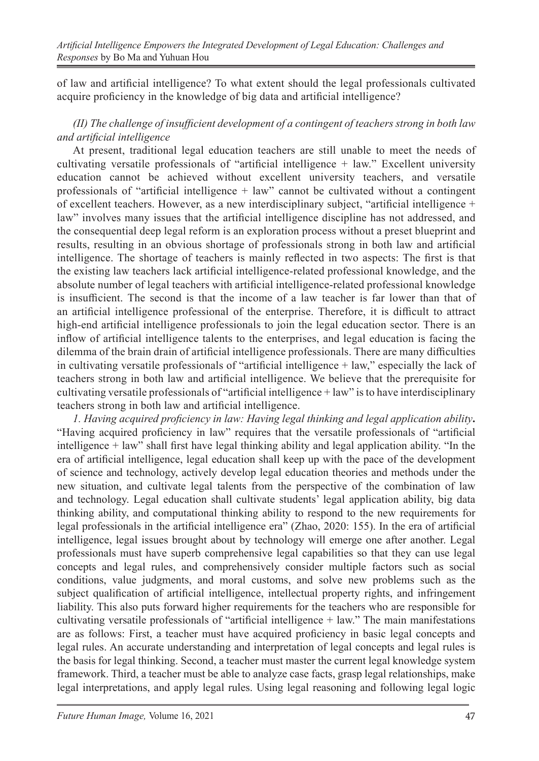of law and artificial intelligence? To what extent should the legal professionals cultivated acquire proficiency in the knowledge of big data and artificial intelligence?

### *(II) The challenge of insufficient development of a contingent of teachers strong in both law and artificial intelligence*

At present, traditional legal education teachers are still unable to meet the needs of cultivating versatile professionals of "artificial intelligence + law." Excellent university education cannot be achieved without excellent university teachers, and versatile professionals of "artificial intelligence + law" cannot be cultivated without a contingent of excellent teachers. However, as a new interdisciplinary subject, "artificial intelligence + law" involves many issues that the artificial intelligence discipline has not addressed, and the consequential deep legal reform is an exploration process without a preset blueprint and results, resulting in an obvious shortage of professionals strong in both law and artificial intelligence. The shortage of teachers is mainly reflected in two aspects: The first is that the existing law teachers lack artificial intelligence-related professional knowledge, and the absolute number of legal teachers with artificial intelligence-related professional knowledge is insufficient. The second is that the income of a law teacher is far lower than that of an artificial intelligence professional of the enterprise. Therefore, it is difficult to attract high-end artificial intelligence professionals to join the legal education sector. There is an inflow of artificial intelligence talents to the enterprises, and legal education is facing the dilemma of the brain drain of artificial intelligence professionals. There are many difficulties in cultivating versatile professionals of "artificial intelligence + law," especially the lack of teachers strong in both law and artificial intelligence. We believe that the prerequisite for cultivating versatile professionals of "artificial intelligence + law" is to have interdisciplinary teachers strong in both law and artificial intelligence.

*1. Having acquired proficiency in law: Having legal thinking and legal application ability***.** "Having acquired proficiency in law" requires that the versatile professionals of "artificial intelligence + law" shall first have legal thinking ability and legal application ability. "In the era of artificial intelligence, legal education shall keep up with the pace of the development of science and technology, actively develop legal education theories and methods under the new situation, and cultivate legal talents from the perspective of the combination of law and technology. Legal education shall cultivate students' legal application ability, big data thinking ability, and computational thinking ability to respond to the new requirements for legal professionals in the artificial intelligence era" (Zhao, 2020: 155). In the era of artificial intelligence, legal issues brought about by technology will emerge one after another. Legal professionals must have superb comprehensive legal capabilities so that they can use legal concepts and legal rules, and comprehensively consider multiple factors such as social conditions, value judgments, and moral customs, and solve new problems such as the subject qualification of artificial intelligence, intellectual property rights, and infringement liability. This also puts forward higher requirements for the teachers who are responsible for cultivating versatile professionals of "artificial intelligence + law." The main manifestations are as follows: First, a teacher must have acquired proficiency in basic legal concepts and legal rules. An accurate understanding and interpretation of legal concepts and legal rules is the basis for legal thinking. Second, a teacher must master the current legal knowledge system framework. Third, a teacher must be able to analyze case facts, grasp legal relationships, make legal interpretations, and apply legal rules. Using legal reasoning and following legal logic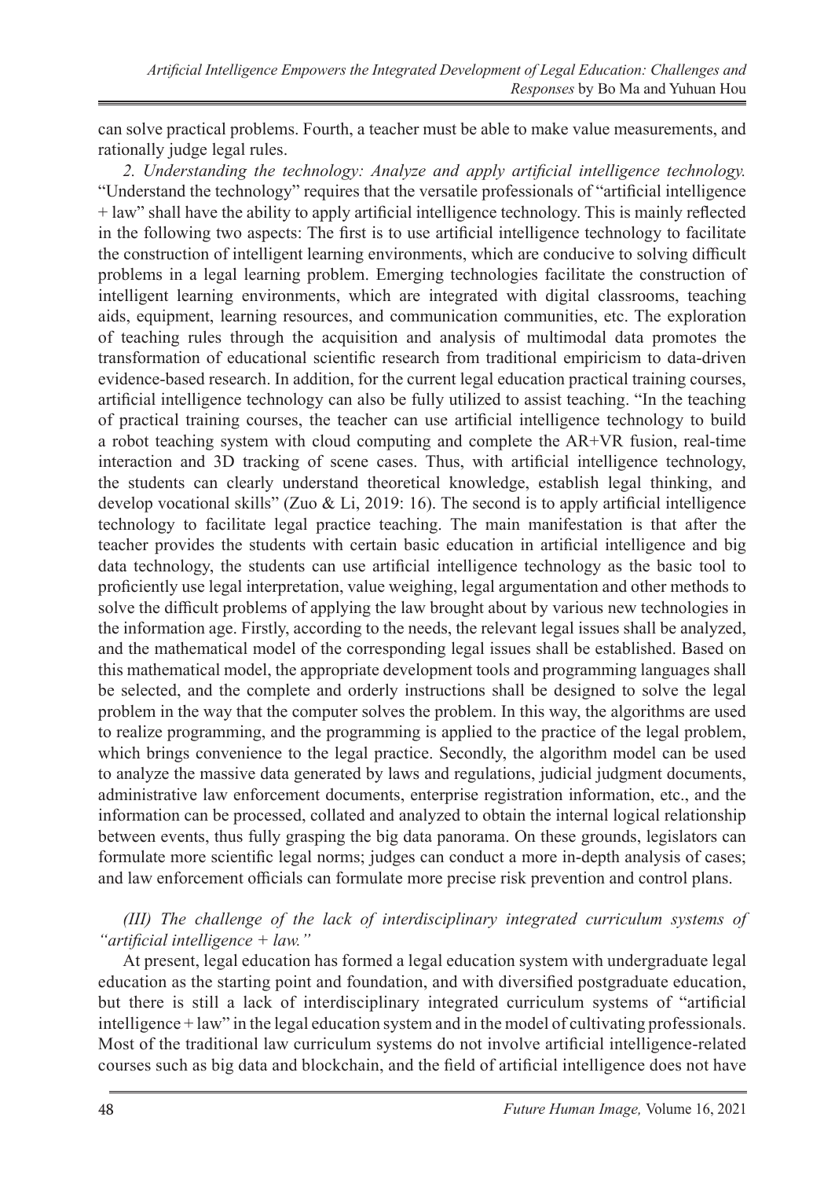can solve practical problems. Fourth, a teacher must be able to make value measurements, and rationally judge legal rules.

*2. Understanding the technology: Analyze and apply artificial intelligence technology.* "Understand the technology" requires that the versatile professionals of "artificial intelligence + law" shall have the ability to apply artificial intelligence technology. This is mainly reflected in the following two aspects: The first is to use artificial intelligence technology to facilitate the construction of intelligent learning environments, which are conducive to solving difficult problems in a legal learning problem. Emerging technologies facilitate the construction of intelligent learning environments, which are integrated with digital classrooms, teaching aids, equipment, learning resources, and communication communities, etc. The exploration of teaching rules through the acquisition and analysis of multimodal data promotes the transformation of educational scientific research from traditional empiricism to data-driven evidence-based research. In addition, for the current legal education practical training courses, artificial intelligence technology can also be fully utilized to assist teaching. "In the teaching of practical training courses, the teacher can use artificial intelligence technology to build a robot teaching system with cloud computing and complete the AR+VR fusion, real-time interaction and 3D tracking of scene cases. Thus, with artificial intelligence technology, the students can clearly understand theoretical knowledge, establish legal thinking, and develop vocational skills" (Zuo & Li, 2019: 16). The second is to apply artificial intelligence technology to facilitate legal practice teaching. The main manifestation is that after the teacher provides the students with certain basic education in artificial intelligence and big data technology, the students can use artificial intelligence technology as the basic tool to proficiently use legal interpretation, value weighing, legal argumentation and other methods to solve the difficult problems of applying the law brought about by various new technologies in the information age. Firstly, according to the needs, the relevant legal issues shall be analyzed, and the mathematical model of the corresponding legal issues shall be established. Based on this mathematical model, the appropriate development tools and programming languages shall be selected, and the complete and orderly instructions shall be designed to solve the legal problem in the way that the computer solves the problem. In this way, the algorithms are used to realize programming, and the programming is applied to the practice of the legal problem, which brings convenience to the legal practice. Secondly, the algorithm model can be used to analyze the massive data generated by laws and regulations, judicial judgment documents, administrative law enforcement documents, enterprise registration information, etc., and the information can be processed, collated and analyzed to obtain the internal logical relationship between events, thus fully grasping the big data panorama. On these grounds, legislators can formulate more scientific legal norms; judges can conduct a more in-depth analysis of cases; and law enforcement officials can formulate more precise risk prevention and control plans.

*(III) The challenge of the lack of interdisciplinary integrated curriculum systems of "artificial intelligence + law."*

At present, legal education has formed a legal education system with undergraduate legal education as the starting point and foundation, and with diversified postgraduate education, but there is still a lack of interdisciplinary integrated curriculum systems of "artificial intelligence + law" in the legal education system and in the model of cultivating professionals. Most of the traditional law curriculum systems do not involve artificial intelligence-related courses such as big data and blockchain, and the field of artificial intelligence does not have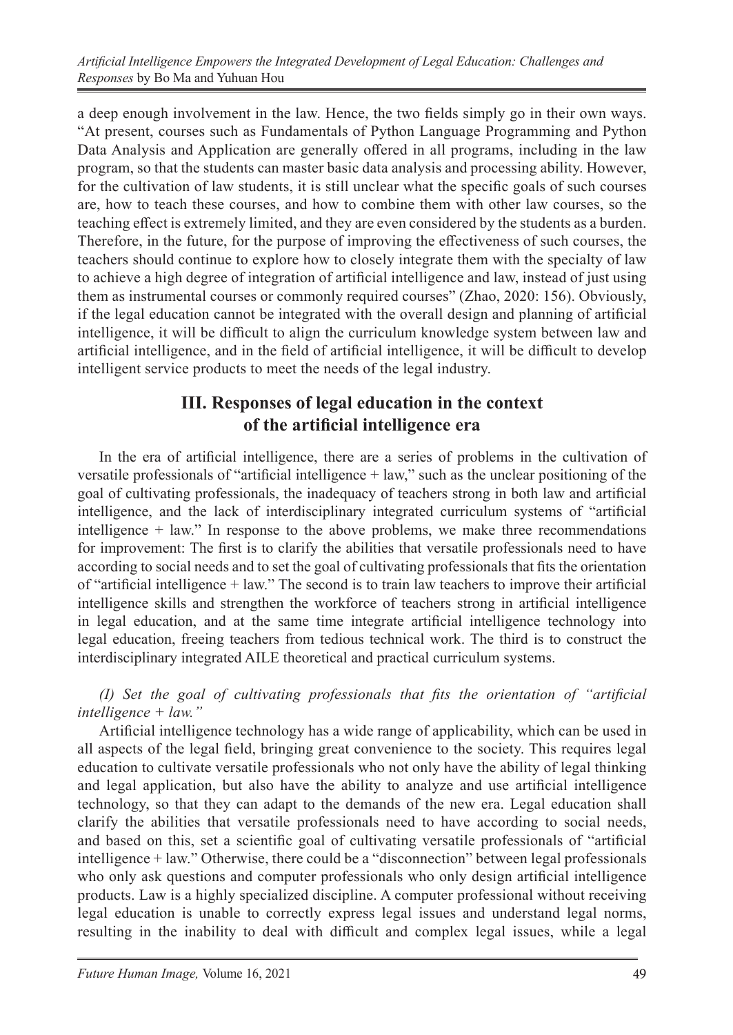a deep enough involvement in the law. Hence, the two fields simply go in their own ways. "At present, courses such as Fundamentals of Python Language Programming and Python Data Analysis and Application are generally offered in all programs, including in the law program, so that the students can master basic data analysis and processing ability. However, for the cultivation of law students, it is still unclear what the specific goals of such courses are, how to teach these courses, and how to combine them with other law courses, so the teaching effect is extremely limited, and they are even considered by the students as a burden. Therefore, in the future, for the purpose of improving the effectiveness of such courses, the teachers should continue to explore how to closely integrate them with the specialty of law to achieve a high degree of integration of artificial intelligence and law, instead of just using them as instrumental courses or commonly required courses" (Zhao, 2020: 156). Obviously, if the legal education cannot be integrated with the overall design and planning of artificial intelligence, it will be difficult to align the curriculum knowledge system between law and artificial intelligence, and in the field of artificial intelligence, it will be difficult to develop intelligent service products to meet the needs of the legal industry.

## III. Responses of legal education in the context of the artificial intelligence era

In the era of artificial intelligence, there are a series of problems in the cultivation of versatile professionals of "artificial intelligence + law," such as the unclear positioning of the goal of cultivating professionals, the inadequacy of teachers strong in both law and artificial intelligence, and the lack of interdisciplinary integrated curriculum systems of "artificial intelligence + law." In response to the above problems, we make three recommendations for improvement: The first is to clarify the abilities that versatile professionals need to have according to social needs and to set the goal of cultivating professionals that fits the orientation of "artificial intelligence + law." The second is to train law teachers to improve their artificial intelligence skills and strengthen the workforce of teachers strong in artificial intelligence in legal education, and at the same time integrate artificial intelligence technology into legal education, freeing teachers from tedious technical work. The third is to construct the interdisciplinary integrated AILE theoretical and practical curriculum systems.

### *(I) Set the goal of cultivating professionals that fits the orientation of "artificial intelligence + law."*

Artificial intelligence technology has a wide range of applicability, which can be used in all aspects of the legal field, bringing great convenience to the society. This requires legal education to cultivate versatile professionals who not only have the ability of legal thinking and legal application, but also have the ability to analyze and use artificial intelligence technology, so that they can adapt to the demands of the new era. Legal education shall clarify the abilities that versatile professionals need to have according to social needs, and based on this, set a scientific goal of cultivating versatile professionals of "artificial intelligence + law." Otherwise, there could be a "disconnection" between legal professionals who only ask questions and computer professionals who only design artificial intelligence products. Law is a highly specialized discipline. A computer professional without receiving legal education is unable to correctly express legal issues and understand legal norms, resulting in the inability to deal with difficult and complex legal issues, while a legal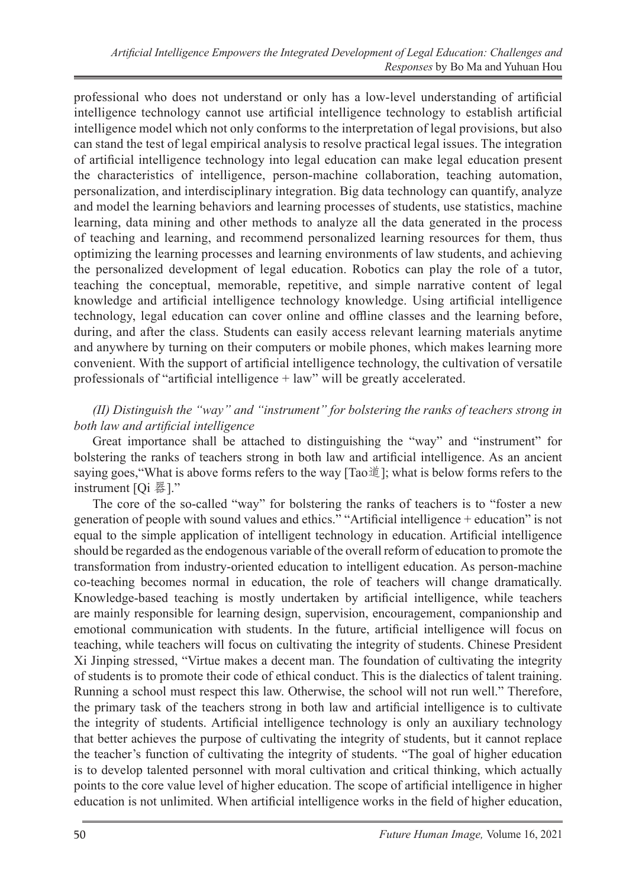professional who does not understand or only has a low-level understanding of artificial intelligence technology cannot use artificial intelligence technology to establish artificial intelligence model which not only conforms to the interpretation of legal provisions, but also can stand the test of legal empirical analysis to resolve practical legal issues. The integration of artificial intelligence technology into legal education can make legal education present the characteristics of intelligence, person-machine collaboration, teaching automation, personalization, and interdisciplinary integration. Big data technology can quantify, analyze and model the learning behaviors and learning processes of students, use statistics, machine learning, data mining and other methods to analyze all the data generated in the process of teaching and learning, and recommend personalized learning resources for them, thus optimizing the learning processes and learning environments of law students, and achieving the personalized development of legal education. Robotics can play the role of a tutor, teaching the conceptual, memorable, repetitive, and simple narrative content of legal knowledge and artificial intelligence technology knowledge. Using artificial intelligence technology, legal education can cover online and offline classes and the learning before, during, and after the class. Students can easily access relevant learning materials anytime and anywhere by turning on their computers or mobile phones, which makes learning more convenient. With the support of artificial intelligence technology, the cultivation of versatile professionals of "artificial intelligence + law" will be greatly accelerated.

### *(II) Distinguish the "way" and "instrument" for bolstering the ranks of teachers strong in both law and artificial intelligence*

Great importance shall be attached to distinguishing the "way" and "instrument" for bolstering the ranks of teachers strong in both law and artificial intelligence. As an ancient saying goes,"What is above forms refers to the way [Tao道]; what is below forms refers to the instrument [Qi 器]."

The core of the so-called "way" for bolstering the ranks of teachers is to "foster a new generation of people with sound values and ethics." "Artificial intelligence + education" is not equal to the simple application of intelligent technology in education. Artificial intelligence should be regarded as the endogenous variable of the overall reform of education to promote the transformation from industry-oriented education to intelligent education. As person-machine co-teaching becomes normal in education, the role of teachers will change dramatically. Knowledge-based teaching is mostly undertaken by artificial intelligence, while teachers are mainly responsible for learning design, supervision, encouragement, companionship and emotional communication with students. In the future, artificial intelligence will focus on teaching, while teachers will focus on cultivating the integrity of students. Chinese President Xi Jinping stressed, "Virtue makes a decent man. The foundation of cultivating the integrity of students is to promote their code of ethical conduct. This is the dialectics of talent training. Running a school must respect this law. Otherwise, the school will not run well." Therefore, the primary task of the teachers strong in both law and artificial intelligence is to cultivate the integrity of students. Artificial intelligence technology is only an auxiliary technology that better achieves the purpose of cultivating the integrity of students, but it cannot replace the teacher's function of cultivating the integrity of students. "The goal of higher education is to develop talented personnel with moral cultivation and critical thinking, which actually points to the core value level of higher education. The scope of artificial intelligence in higher education is not unlimited. When artificial intelligence works in the field of higher education,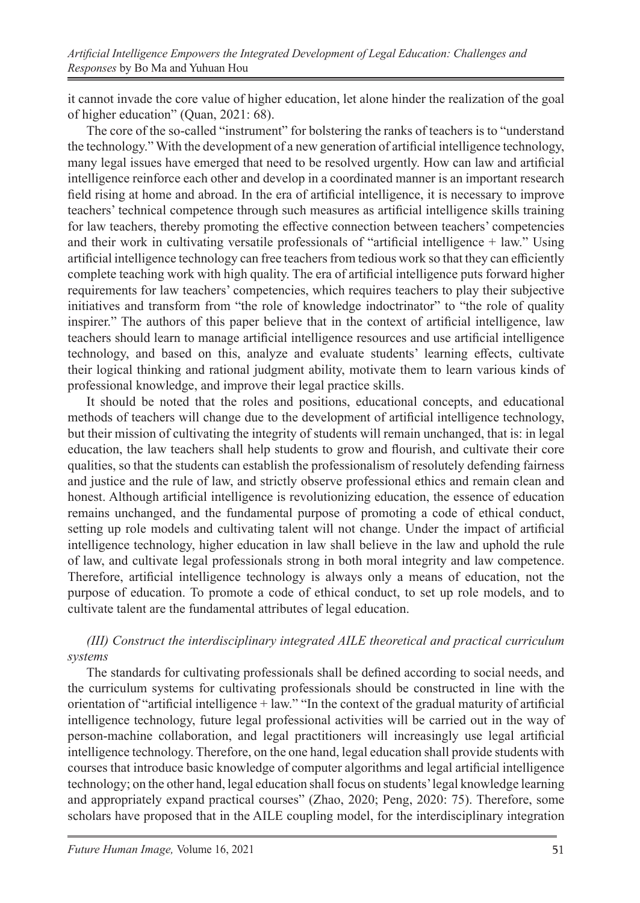it cannot invade the core value of higher education, let alone hinder the realization of the goal of higher education" (Quan, 2021: 68).

The core of the so-called "instrument" for bolstering the ranks of teachers is to "understand the technology." With the development of a new generation of artificial intelligence technology, many legal issues have emerged that need to be resolved urgently. How can law and artificial intelligence reinforce each other and develop in a coordinated manner is an important research field rising at home and abroad. In the era of artificial intelligence, it is necessary to improve teachers' technical competence through such measures as artificial intelligence skills training for law teachers, thereby promoting the effective connection between teachers' competencies and their work in cultivating versatile professionals of "artificial intelligence + law." Using artificial intelligence technology can free teachers from tedious work so that they can efficiently complete teaching work with high quality. The era of artificial intelligence puts forward higher requirements for law teachers' competencies, which requires teachers to play their subjective initiatives and transform from "the role of knowledge indoctrinator" to "the role of quality inspirer." The authors of this paper believe that in the context of artificial intelligence, law teachers should learn to manage artificial intelligence resources and use artificial intelligence technology, and based on this, analyze and evaluate students' learning effects, cultivate their logical thinking and rational judgment ability, motivate them to learn various kinds of professional knowledge, and improve their legal practice skills.

It should be noted that the roles and positions, educational concepts, and educational methods of teachers will change due to the development of artificial intelligence technology, but their mission of cultivating the integrity of students will remain unchanged, that is: in legal education, the law teachers shall help students to grow and flourish, and cultivate their core qualities, so that the students can establish the professionalism of resolutely defending fairness and justice and the rule of law, and strictly observe professional ethics and remain clean and honest. Although artificial intelligence is revolutionizing education, the essence of education remains unchanged, and the fundamental purpose of promoting a code of ethical conduct, setting up role models and cultivating talent will not change. Under the impact of artificial intelligence technology, higher education in law shall believe in the law and uphold the rule of law, and cultivate legal professionals strong in both moral integrity and law competence. Therefore, artificial intelligence technology is always only a means of education, not the purpose of education. To promote a code of ethical conduct, to set up role models, and to cultivate talent are the fundamental attributes of legal education.

### *(III) Construct the interdisciplinary integrated AILE theoretical and practical curriculum systems*

The standards for cultivating professionals shall be defined according to social needs, and the curriculum systems for cultivating professionals should be constructed in line with the orientation of "artificial intelligence + law." "In the context of the gradual maturity of artificial intelligence technology, future legal professional activities will be carried out in the way of person-machine collaboration, and legal practitioners will increasingly use legal artificial intelligence technology. Therefore, on the one hand, legal education shall provide students with courses that introduce basic knowledge of computer algorithms and legal artificial intelligence technology; on the other hand, legal education shall focus on students' legal knowledge learning and appropriately expand practical courses" (Zhao, 2020; Peng, 2020: 75). Therefore, some scholars have proposed that in the AILE coupling model, for the interdisciplinary integration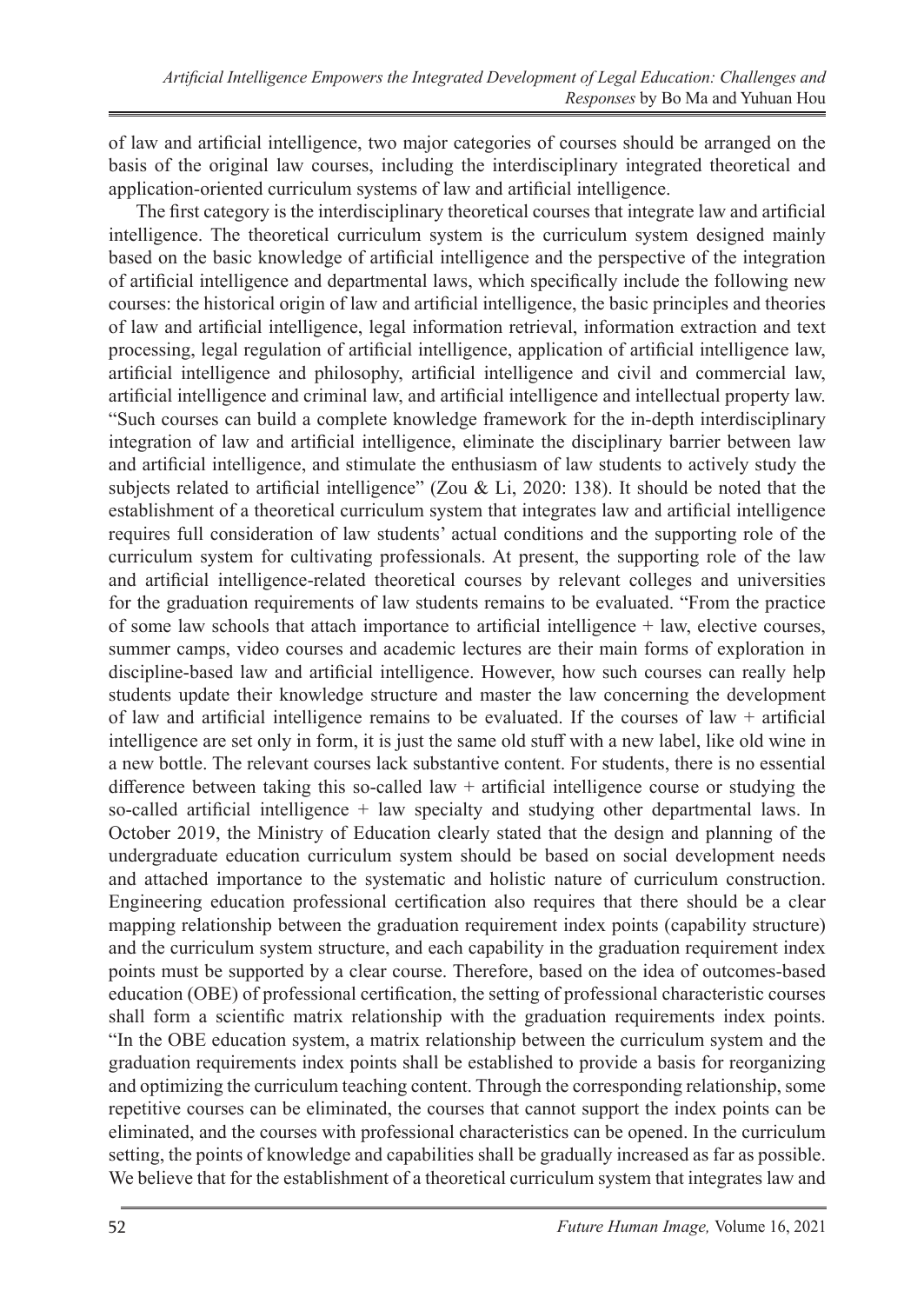of law and artificial intelligence, two major categories of courses should be arranged on the basis of the original law courses, including the interdisciplinary integrated theoretical and application-oriented curriculum systems of law and artificial intelligence.

The first category is the interdisciplinary theoretical courses that integrate law and artificial intelligence. The theoretical curriculum system is the curriculum system designed mainly based on the basic knowledge of artificial intelligence and the perspective of the integration of artificial intelligence and departmental laws, which specifically include the following new courses: the historical origin of law and artificial intelligence, the basic principles and theories of law and artificial intelligence, legal information retrieval, information extraction and text processing, legal regulation of artificial intelligence, application of artificial intelligence law, artificial intelligence and philosophy, artificial intelligence and civil and commercial law, artificial intelligence and criminal law, and artificial intelligence and intellectual property law. "Such courses can build a complete knowledge framework for the in-depth interdisciplinary integration of law and artificial intelligence, eliminate the disciplinary barrier between law and artificial intelligence, and stimulate the enthusiasm of law students to actively study the subjects related to artificial intelligence" (Zou & Li, 2020: 138). It should be noted that the establishment of a theoretical curriculum system that integrates law and artificial intelligence requires full consideration of law students' actual conditions and the supporting role of the curriculum system for cultivating professionals. At present, the supporting role of the law and artificial intelligence-related theoretical courses by relevant colleges and universities for the graduation requirements of law students remains to be evaluated. "From the practice of some law schools that attach importance to artificial intelligence + law, elective courses, summer camps, video courses and academic lectures are their main forms of exploration in discipline-based law and artificial intelligence. However, how such courses can really help students update their knowledge structure and master the law concerning the development of law and artificial intelligence remains to be evaluated. If the courses of law + artificial intelligence are set only in form, it is just the same old stuff with a new label, like old wine in a new bottle. The relevant courses lack substantive content. For students, there is no essential difference between taking this so-called law + artificial intelligence course or studying the so-called artificial intelligence + law specialty and studying other departmental laws. In October 2019, the Ministry of Education clearly stated that the design and planning of the undergraduate education curriculum system should be based on social development needs and attached importance to the systematic and holistic nature of curriculum construction. Engineering education professional certification also requires that there should be a clear mapping relationship between the graduation requirement index points (capability structure) and the curriculum system structure, and each capability in the graduation requirement index points must be supported by a clear course. Therefore, based on the idea of outcomes-based education (OBE) of professional certification, the setting of professional characteristic courses shall form a scientific matrix relationship with the graduation requirements index points. "In the OBE education system, a matrix relationship between the curriculum system and the graduation requirements index points shall be established to provide a basis for reorganizing and optimizing the curriculum teaching content. Through the corresponding relationship, some repetitive courses can be eliminated, the courses that cannot support the index points can be eliminated, and the courses with professional characteristics can be opened. In the curriculum setting, the points of knowledge and capabilities shall be gradually increased as far as possible. We believe that for the establishment of a theoretical curriculum system that integrates law and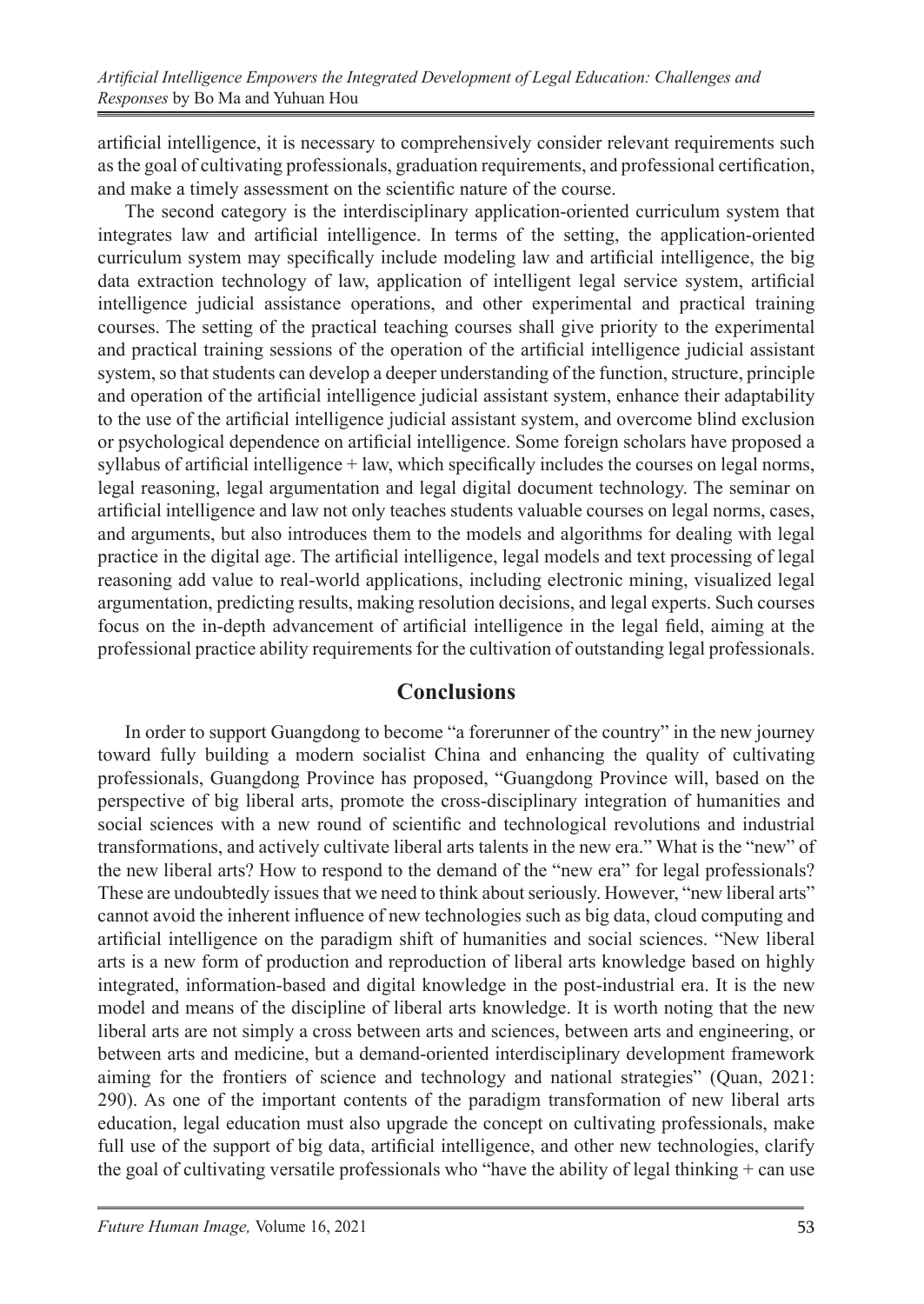artificial intelligence, it is necessary to comprehensively consider relevant requirements such as the goal of cultivating professionals, graduation requirements, and professional certification, and make a timely assessment on the scientific nature of the course.

The second category is the interdisciplinary application-oriented curriculum system that integrates law and artificial intelligence. In terms of the setting, the application-oriented curriculum system may specifically include modeling law and artificial intelligence, the big data extraction technology of law, application of intelligent legal service system, artificial intelligence judicial assistance operations, and other experimental and practical training courses. The setting of the practical teaching courses shall give priority to the experimental and practical training sessions of the operation of the artificial intelligence judicial assistant system, so that students can develop a deeper understanding of the function, structure, principle and operation of the artificial intelligence judicial assistant system, enhance their adaptability to the use of the artificial intelligence judicial assistant system, and overcome blind exclusion or psychological dependence on artificial intelligence. Some foreign scholars have proposed a syllabus of artificial intelligence + law, which specifically includes the courses on legal norms, legal reasoning, legal argumentation and legal digital document technology. The seminar on artificial intelligence and law not only teaches students valuable courses on legal norms, cases, and arguments, but also introduces them to the models and algorithms for dealing with legal practice in the digital age. The artificial intelligence, legal models and text processing of legal reasoning add value to real-world applications, including electronic mining, visualized legal argumentation, predicting results, making resolution decisions, and legal experts. Such courses focus on the in-depth advancement of artificial intelligence in the legal field, aiming at the professional practice ability requirements for the cultivation of outstanding legal professionals.

## Conclusions

In order to support Guangdong to become "a forerunner of the country" in the new journey toward fully building a modern socialist China and enhancing the quality of cultivating professionals, Guangdong Province has proposed, "Guangdong Province will, based on the perspective of big liberal arts, promote the cross-disciplinary integration of humanities and social sciences with a new round of scientific and technological revolutions and industrial transformations, and actively cultivate liberal arts talents in the new era." What is the "new" of the new liberal arts? How to respond to the demand of the "new era" for legal professionals? These are undoubtedly issues that we need to think about seriously. However, "new liberal arts" cannot avoid the inherent influence of new technologies such as big data, cloud computing and artificial intelligence on the paradigm shift of humanities and social sciences. "New liberal arts is a new form of production and reproduction of liberal arts knowledge based on highly integrated, information-based and digital knowledge in the post-industrial era. It is the new model and means of the discipline of liberal arts knowledge. It is worth noting that the new liberal arts are not simply a cross between arts and sciences, between arts and engineering, or between arts and medicine, but a demand-oriented interdisciplinary development framework aiming for the frontiers of science and technology and national strategies" (Quan, 2021: 290). As one of the important contents of the paradigm transformation of new liberal arts education, legal education must also upgrade the concept on cultivating professionals, make full use of the support of big data, artificial intelligence, and other new technologies, clarify the goal of cultivating versatile professionals who "have the ability of legal thinking + can use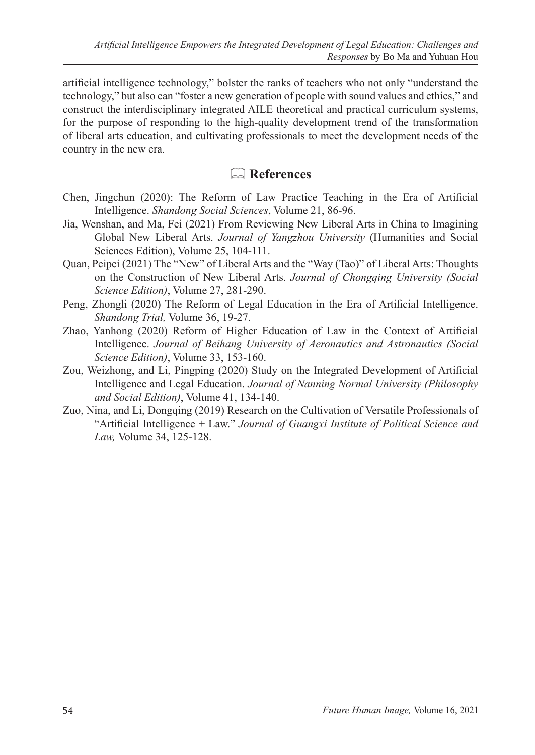artificial intelligence technology," bolster the ranks of teachers who not only "understand the technology," but also can "foster a new generation of people with sound values and ethics," and construct the interdisciplinary integrated AILE theoretical and practical curriculum systems, for the purpose of responding to the high-quality development trend of the transformation of liberal arts education, and cultivating professionals to meet the development needs of the country in the new era.

## References

Chen, Jingchun (2020): The Reform of Law Practice Teaching in the Era of Artificial Intelligence. *Shandong Social Sciences*, Volume 21, 86-96.

Jia, Wenshan, and Ma, Fei (2021) From Reviewing New Liberal Arts in China to Imagining Global New Liberal Arts. *Journal of Yangzhou University* (Humanities and Social Sciences Edition), Volume 25, 104-111.

Quan, Peipei (2021) The "New" of Liberal Arts and the "Way (Tao)" of Liberal Arts: Thoughts on the Construction of New Liberal Arts. *Journal of Chongqing University (Social Science Edition)*, Volume 27, 281-290.

Peng, Zhongli (2020) The Reform of Legal Education in the Era of Artificial Intelligence. *Shandong Trial,* Volume 36, 19-27.

Zhao, Yanhong (2020) Reform of Higher Education of Law in the Context of Artificial Intelligence. *Journal of Beihang University of Aeronautics and Astronautics (Social Science Edition)*, Volume 33, 153-160.

Zou, Weizhong, and Li, Pingping (2020) Study on the Integrated Development of Artificial Intelligence and Legal Education. *Journal of Nanning Normal University (Philosophy and Social Edition)*, Volume 41, 134-140.

Zuo, Nina, and Li, Dongqing (2019) Research on the Cultivation of Versatile Professionals of "Artificial Intelligence + Law." *Journal of Guangxi Institute of Political Science and Law,* Volume 34, 125-128.